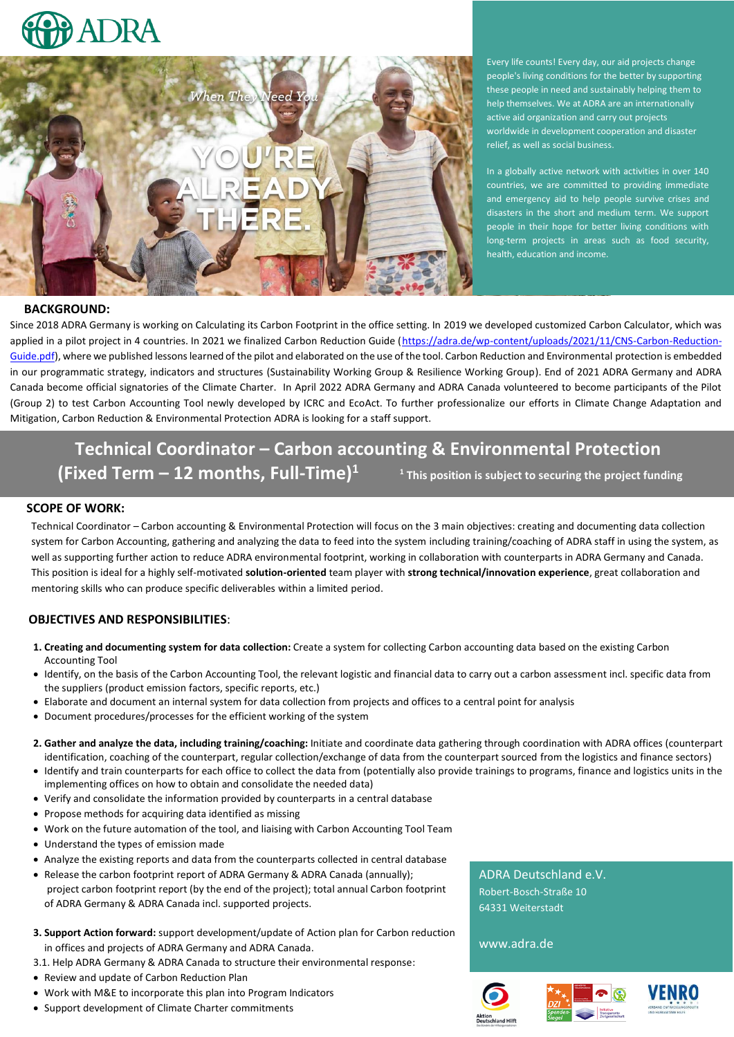# ADRA

*When They Need You*

YOU'RE ALREADY THERE.

Every life counts! Every day, our aid projects change people's living conditions for the better by supporting these people in need and sustainably helping them to help themselves. We at ADRA are an internationally active aid organization and carry out projects worldwide in development cooperation and disaster relief, as well as social business.

In a globally active network with activities in over 140 countries, we are committed to providing immediate and emergency aid to help people survive crises and disasters in the short and medium term. We support people in their hope for better living conditions with long-term projects in areas such as food security, health, education and income.

## BACKGROUND:

Since 2018 ADRA Germany is working on Calculating its Carbon Footprint in the office setting. In 2019 we developed customized Carbon Calculator, which was applied in a pilot project in 4 countries. In 2021 we finalized Carbon Reduction Guide (https://adra.de/wp-content/uploads/2021/11/CNS-Carbon-Reduction-Guide.pdf), where we published lessons learned of the pilot and elaborated on the use of the tool. Carbon Reduction and Environmental protection is embedded in our programmatic strategy, indicators and structures (Sustainability Working Group & Resilience Working Group). End of 2021 ADRA Germany and ADRA Canada become official signatories of the Climate Charter. In April 2022 ADRA Germany and ADRA Canada volunteered to become participants of the Pilot (Group 2) to test Carbon Accounting Tool newly developed by ICRC and EcoAct. To further professionalize our efforts in Climate Change Adaptation and Mitigation, Carbon Reduction & Environmental Protection ADRA is looking for a staff support.

## Technical Coordinator – Carbon accounting & Environmental Protection (Fixed Term – 12 months, Full-Time)[1]

[1] This position is subject to securing the project funding

## SCOPE OF WORK:

Technical Coordinator – Carbon accounting & Environmental Protection will focus on the 3 main objectives: creating and documenting data collection system for Carbon Accounting, gathering and analyzing the data to feed into the system including training/coaching of ADRA staff in using the system, as well as supporting further action to reduce ADRA environmental footprint, working in collaboration with counterparts in ADRA Germany and Canada. This position is ideal for a highly self-motivated **solution-oriented** team player with **strong technical/innovation experience**, great collaboration and mentoring skills who can produce specific deliverables within a limited period.

## OBJECTIVES AND RESPONSIBILITIES:

1. **Creating and documenting system for data collection:** Create a system for collecting Carbon accounting data based on the existing Carbon Accounting Tool

- Identify, on the basis of the Carbon Accounting Tool, the relevant logistic and financial data to carry out a carbon assessment incl. specific data from the suppliers (product emission factors, specific reports, etc.)
- Elaborate and document an internal system for data collection from projects and offices to a central point for analysis
- Document procedures/processes for the efficient working of the system

2. **Gather and analyze the data, including training/coaching:** Initiate and coordinate data gathering through coordination with ADRA offices (counterpart identification, coaching of the counterpart, regular collection/exchange of data from the counterpart sourced from the logistics and finance sectors)

- Identify and train counterparts for each office to collect the data from (potentially also provide trainings to programs, finance and logistics units in the implementing offices on how to obtain and consolidate the needed data)
- Verify and consolidate the information provided by counterparts in a central database
- Propose methods for acquiring data identified as missing
- Work on the future automation of the tool, and liaising with Carbon Accounting Tool Team
- Understand the types of emission made
- Analyze the existing reports and data from the counterparts collected in central database
- Release the carbon footprint report of ADRA Germany & ADRA Canada (annually); project carbon footprint report (by the end of the project); total annual Carbon footprint of ADRA Germany & ADRA Canada incl. supported projects.

3. **Support Action forward:** support development/update of Action plan for Carbon reduction in offices and projects of ADRA Germany and ADRA Canada.

3.1. Help ADRA Germany & ADRA Canada to structure their environmental response:

- Review and update of Carbon Reduction Plan
- Work with M&E to incorporate this plan into Program Indicators
- Support development of Climate Charter commitments

ADRA Deutschland e.V.
Robert-Bosch-Straße 10
64331 Weiterstadt

www.adra.de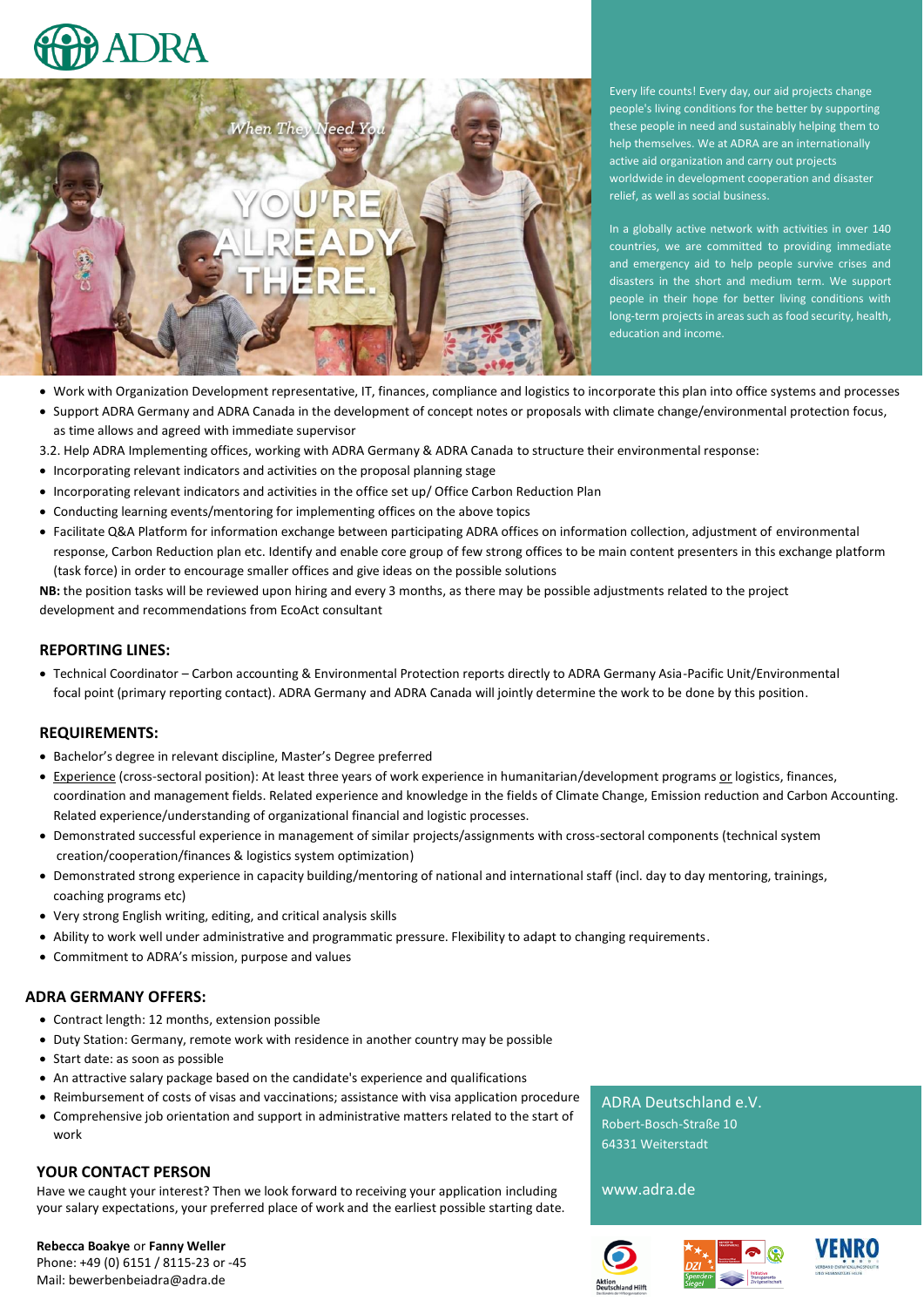ADRA

*When They Need You*

YOU'RE ALREADY THERE.

Every life counts! Every day, our aid projects change people's living conditions for the better by supporting these people in need and sustainably helping them to help themselves. We at ADRA are an internationally active aid organization and carry out projects worldwide in development cooperation and disaster relief, as well as social business.

In a globally active network with activities in over 140 countries, we are committed to providing immediate and emergency aid to help people survive crises and disasters in the short and medium term. We support people in their hope for better living conditions with long-term projects in areas such as food security, health, education and income.

- Work with Organization Development representative, IT, finances, compliance and logistics to incorporate this plan into office systems and processes
- Support ADRA Germany and ADRA Canada in the development of concept notes or proposals with climate change/environmental protection focus, as time allows and agreed with immediate supervisor

3.2. Help ADRA Implementing offices, working with ADRA Germany & ADRA Canada to structure their environmental response:

- Incorporating relevant indicators and activities on the proposal planning stage
- Incorporating relevant indicators and activities in the office set up/ Office Carbon Reduction Plan
- Conducting learning events/mentoring for implementing offices on the above topics
- Facilitate Q&A Platform for information exchange between participating ADRA offices on information collection, adjustment of environmental response, Carbon Reduction plan etc. Identify and enable core group of few strong offices to be main content presenters in this exchange platform (task force) in order to encourage smaller offices and give ideas on the possible solutions

**NB:** the position tasks will be reviewed upon hiring and every 3 months, as there may be possible adjustments related to the project development and recommendations from EcoAct consultant

## REPORTING LINES:

- Technical Coordinator – Carbon accounting & Environmental Protection reports directly to ADRA Germany Asia-Pacific Unit/Environmental focal point (primary reporting contact). ADRA Germany and ADRA Canada will jointly determine the work to be done by this position.

## REQUIREMENTS:

- Bachelor's degree in relevant discipline, Master's Degree preferred
- Experience (cross-sectoral position): At least three years of work experience in humanitarian/development programs or logistics, finances, coordination and management fields. Related experience and knowledge in the fields of Climate Change, Emission reduction and Carbon Accounting. Related experience/understanding of organizational financial and logistic processes.
- Demonstrated successful experience in management of similar projects/assignments with cross-sectoral components (technical system creation/cooperation/finances & logistics system optimization)
- Demonstrated strong experience in capacity building/mentoring of national and international staff (incl. day to day mentoring, trainings, coaching programs etc)
- Very strong English writing, editing, and critical analysis skills
- Ability to work well under administrative and programmatic pressure. Flexibility to adapt to changing requirements.
- Commitment to ADRA's mission, purpose and values

## ADRA GERMANY OFFERS:

- Contract length: 12 months, extension possible
- Duty Station: Germany, remote work with residence in another country may be possible
- Start date: as soon as possible
- An attractive salary package based on the candidate's experience and qualifications
- Reimbursement of costs of visas and vaccinations; assistance with visa application procedure
- Comprehensive job orientation and support in administrative matters related to the start of work

## YOUR CONTACT PERSON

Have we caught your interest? Then we look forward to receiving your application including your salary expectations, your preferred place of work and the earliest possible starting date.

**Rebecca Boakye** or **Fanny Weller**
Phone: +49 (0) 6151 / 8115-23 or -45
Mail: bewerbenbeiadra@adra.de

ADRA Deutschland e.V.
Robert-Bosch-Straße 10
64331 Weiterstadt

www.adra.de